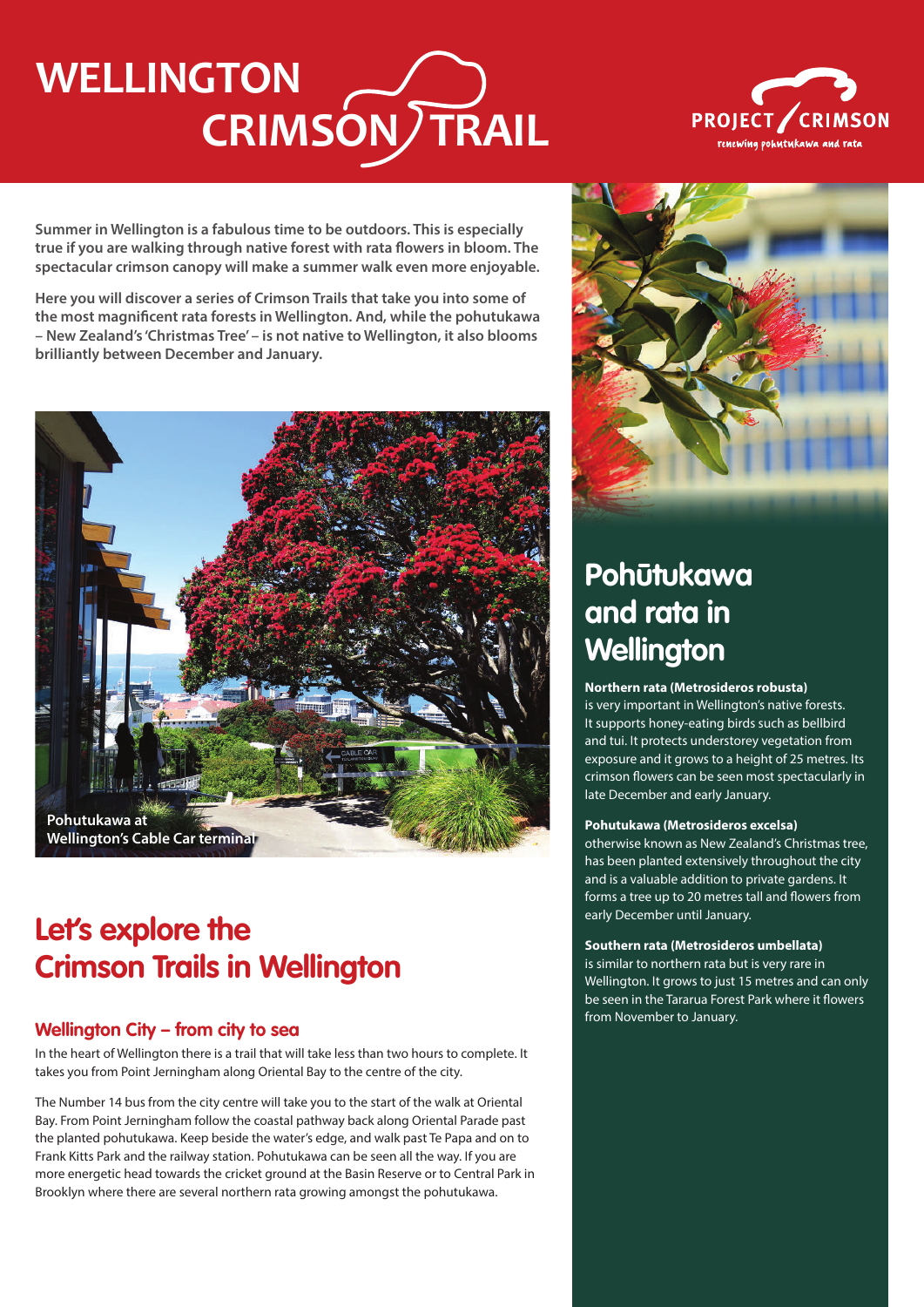# WELLINGTON CRIMSON TRAIL

PROJECT CRIMSON
renewing pohutukawa and rata

**Summer in Wellington is a fabulous time to be outdoors. This is especially true if you are walking through native forest with rata flowers in bloom. The spectacular crimson canopy will make a summer walk even more enjoyable.**

**Here you will discover a series of Crimson Trails that take you into some of the most magnificent rata forests in Wellington. And, while the pohutukawa – New Zealand's 'Christmas Tree' – is not native to Wellington, it also blooms brilliantly between December and January.**

**Pohutukawa at Wellington's Cable Car terminal**

## Let's explore the Crimson Trails in Wellington

### Wellington City – from city to sea

In the heart of Wellington there is a trail that will take less than two hours to complete. It takes you from Point Jerningham along Oriental Bay to the centre of the city.

The Number 14 bus from the city centre will take you to the start of the walk at Oriental Bay. From Point Jerningham follow the coastal pathway back along Oriental Parade past the planted pohutukawa. Keep beside the water's edge, and walk past Te Papa and on to Frank Kitts Park and the railway station. Pohutukawa can be seen all the way. If you are more energetic head towards the cricket ground at the Basin Reserve or to Central Park in Brooklyn where there are several northern rata growing amongst the pohutukawa.

## Pohūtukawa and rata in Wellington

**Northern rata (Metrosideros robusta)** is very important in Wellington's native forests. It supports honey-eating birds such as bellbird and tui. It protects understorey vegetation from exposure and it grows to a height of 25 metres. Its crimson flowers can be seen most spectacularly in late December and early January.

**Pohutukawa (Metrosideros excelsa)** otherwise known as New Zealand's Christmas tree, has been planted extensively throughout the city and is a valuable addition to private gardens. It forms a tree up to 20 metres tall and flowers from early December until January.

**Southern rata (Metrosideros umbellata)** is similar to northern rata but is very rare in Wellington. It grows to just 15 metres and can only be seen in the Tararua Forest Park where it flowers from November to January.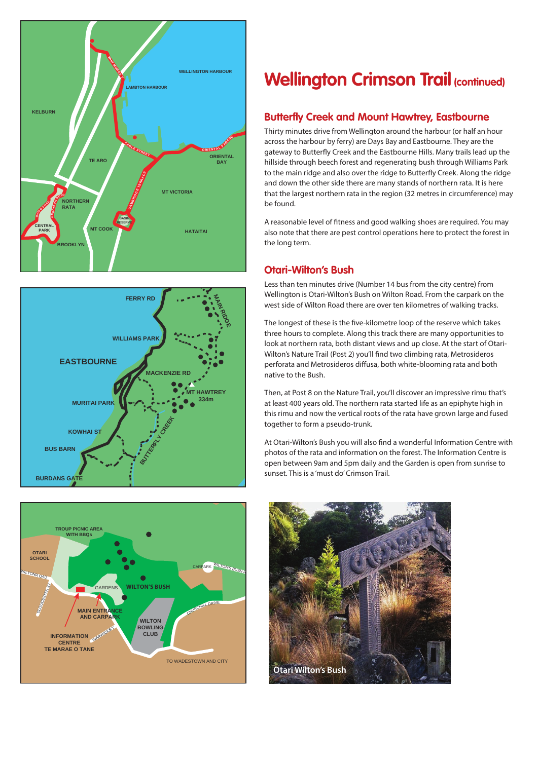# Wellington Crimson Trail (continued)

## Butterfly Creek and Mount Hawtrey, Eastbourne

Thirty minutes drive from Wellington around the harbour (or half an hour across the harbour by ferry) are Days Bay and Eastbourne. They are the gateway to Butterfly Creek and the Eastbourne Hills. Many trails lead up the hillside through beech forest and regenerating bush through Williams Park to the main ridge and also over the ridge to Butterfly Creek. Along the ridge and down the other side there are many stands of northern rata. It is here that the largest northern rata in the region (32 metres in circumference) may be found.

A reasonable level of fitness and good walking shoes are required. You may also note that there are pest control operations here to protect the forest in the long term.

## Otari-Wilton's Bush

Less than ten minutes drive (Number 14 bus from the city centre) from Wellington is Otari-Wilton's Bush on Wilton Road. From the carpark on the west side of Wilton Road there are over ten kilometres of walking tracks.

The longest of these is the five-kilometre loop of the reserve which takes three hours to complete. Along this track there are many opportunities to look at northern rata, both distant views and up close. At the start of Otari-Wilton's Nature Trail (Post 2) you'll find two climbing rata, Metrosideros perforata and Metrosideros diffusa, both white-blooming rata and both native to the Bush.

Then, at Post 8 on the Nature Trail, you'll discover an impressive rimu that's at least 400 years old. The northern rata started life as an epiphyte high in this rimu and now the vertical roots of the rata have grown large and fused together to form a pseudo-trunk.

At Otari-Wilton's Bush you will also find a wonderful Information Centre with photos of the rata and information on the forest. The Information Centre is open between 9am and 5pm daily and the Garden is open from sunrise to sunset. This is a 'must do' Crimson Trail.

Otari Wilton's Bush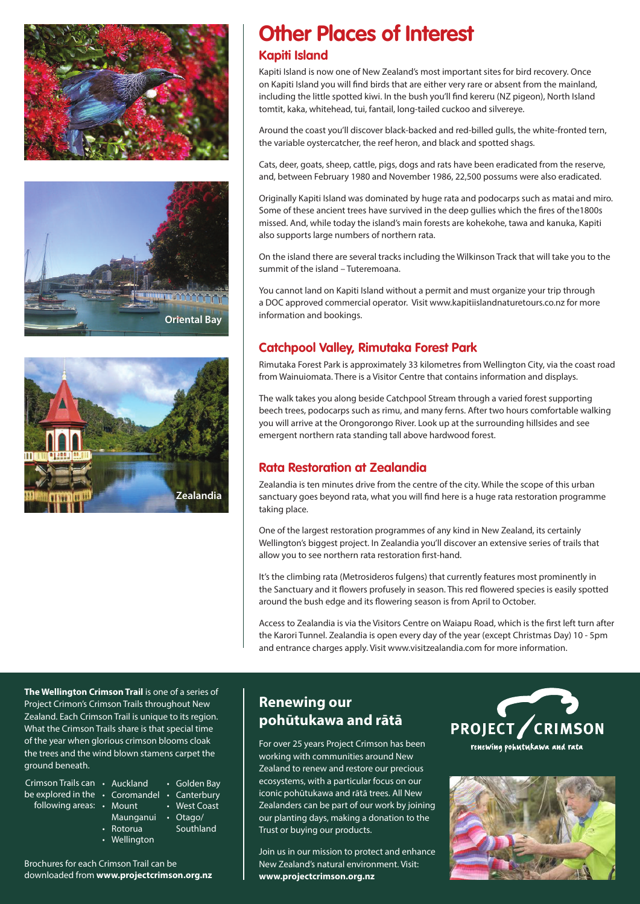Oriental Bay

Zealandia

# Other Places of Interest

## Kapiti Island

Kapiti Island is now one of New Zealand's most important sites for bird recovery. Once on Kapiti Island you will find birds that are either very rare or absent from the mainland, including the little spotted kiwi. In the bush you'll find kereru (NZ pigeon), North Island tomtit, kaka, whitehead, tui, fantail, long-tailed cuckoo and silvereye.

Around the coast you'll discover black-backed and red-billed gulls, the white-fronted tern, the variable oystercatcher, the reef heron, and black and spotted shags.

Cats, deer, goats, sheep, cattle, pigs, dogs and rats have been eradicated from the reserve, and, between February 1980 and November 1986, 22,500 possums were also eradicated.

Originally Kapiti Island was dominated by huge rata and podocarps such as matai and miro. Some of these ancient trees have survived in the deep gullies which the fires of the1800s missed. And, while today the island's main forests are kohekohe, tawa and kanuka, Kapiti also supports large numbers of northern rata.

On the island there are several tracks including the Wilkinson Track that will take you to the summit of the island – Tuteremoana.

You cannot land on Kapiti Island without a permit and must organize your trip through a DOC approved commercial operator. Visit www.kapitiislandnaturetours.co.nz for more information and bookings.

## Catchpool Valley, Rimutaka Forest Park

Rimutaka Forest Park is approximately 33 kilometres from Wellington City, via the coast road from Wainuiomata. There is a Visitor Centre that contains information and displays.

The walk takes you along beside Catchpool Stream through a varied forest supporting beech trees, podocarps such as rimu, and many ferns. After two hours comfortable walking you will arrive at the Orongorongo River. Look up at the surrounding hillsides and see emergent northern rata standing tall above hardwood forest.

## Rata Restoration at Zealandia

Zealandia is ten minutes drive from the centre of the city. While the scope of this urban sanctuary goes beyond rata, what you will find here is a huge rata restoration programme taking place.

One of the largest restoration programmes of any kind in New Zealand, its certainly Wellington's biggest project. In Zealandia you'll discover an extensive series of trails that allow you to see northern rata restoration first-hand.

It's the climbing rata (Metrosideros fulgens) that currently features most prominently in the Sanctuary and it flowers profusely in season. This red flowered species is easily spotted around the bush edge and its flowering season is from April to October.

Access to Zealandia is via the Visitors Centre on Waiapu Road, which is the first left turn after the Karori Tunnel. Zealandia is open every day of the year (except Christmas Day) 10 - 5pm and entrance charges apply. Visit www.visitzealandia.com for more information.

**The Wellington Crimson Trail** is one of a series of Project Crimon's Crimson Trails throughout New Zealand. Each Crimson Trail is unique to its region. What the Crimson Trails share is that special time of the year when glorious crimson blooms cloak the trees and the wind blown stamens carpet the ground beneath.

Crimson Trails can be explored in the following areas:

- Auckland
- Coromandel
- Mount Maunganui
- Rotorua
- Wellington
- Golden Bay
- Canterbury
- West Coast
- Otago/Southland

Brochures for each Crimson Trail can be downloaded from **www.projectcrimson.org.nz**

## Renewing our pohūtukawa and rātā

For over 25 years Project Crimson has been working with communities around New Zealand to renew and restore our precious ecosystems, with a particular focus on our iconic pohūtukawa and rātā trees. All New Zealanders can be part of our work by joining our planting days, making a donation to the Trust or buying our products.

Join us in our mission to protect and enhance New Zealand's natural environment. Visit: **www.projectcrimson.org.nz**

PROJECT CRIMSON
renewing pohutukawa and rata